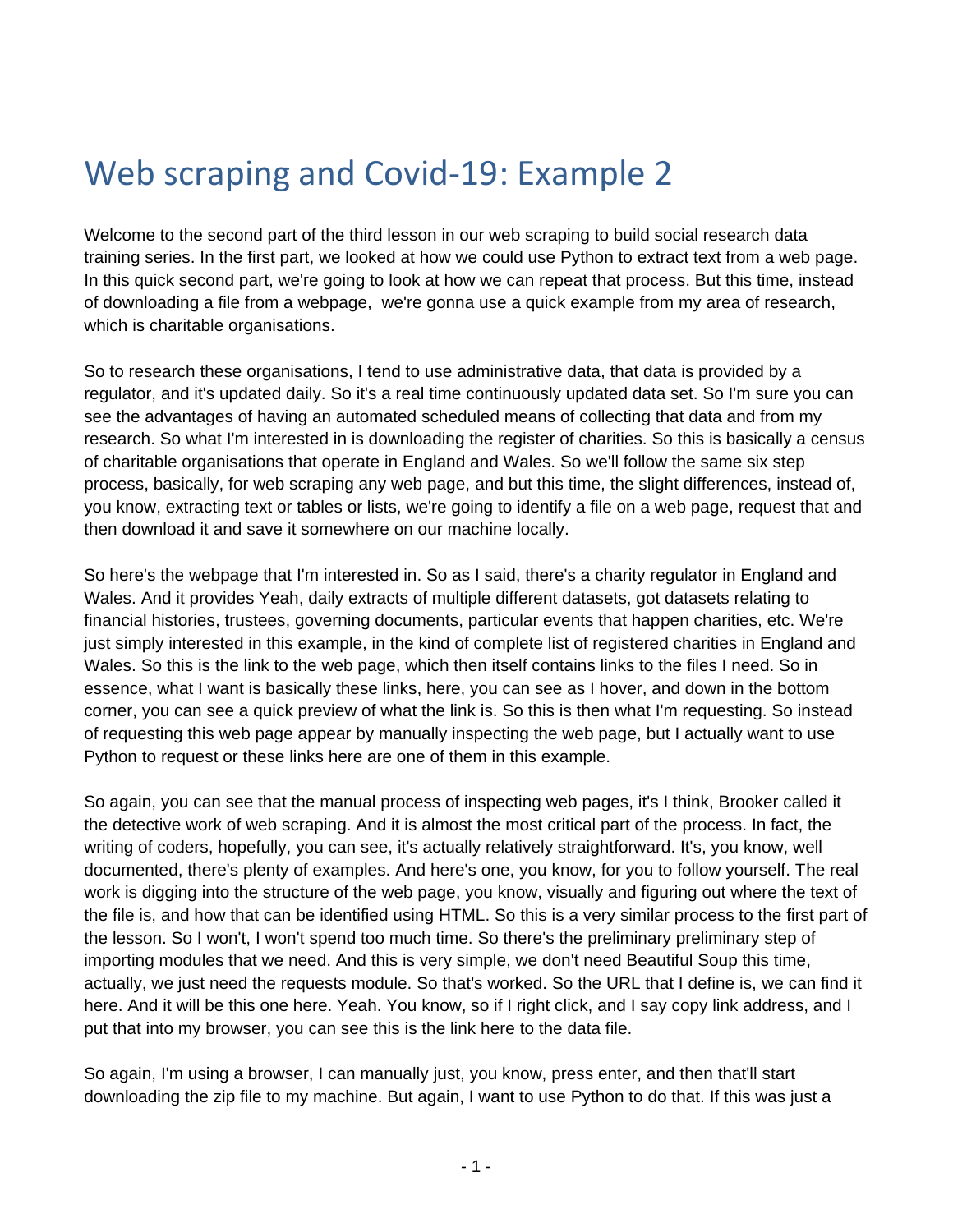# Web scraping and Covid-19: Example 2

Welcome to the second part of the third lesson in our web scraping to build social research data training series. In the first part, we looked at how we could use Python to extract text from a web page. In this quick second part, we're going to look at how we can repeat that process. But this time, instead of downloading a file from a webpage, we're gonna use a quick example from my area of research, which is charitable organisations.

So to research these organisations, I tend to use administrative data, that data is provided by a regulator, and it's updated daily. So it's a real time continuously updated data set. So I'm sure you can see the advantages of having an automated scheduled means of collecting that data and from my research. So what I'm interested in is downloading the register of charities. So this is basically a census of charitable organisations that operate in England and Wales. So we'll follow the same six step process, basically, for web scraping any web page, and but this time, the slight differences, instead of, you know, extracting text or tables or lists, we're going to identify a file on a web page, request that and then download it and save it somewhere on our machine locally.

So here's the webpage that I'm interested in. So as I said, there's a charity regulator in England and Wales. And it provides Yeah, daily extracts of multiple different datasets, got datasets relating to financial histories, trustees, governing documents, particular events that happen charities, etc. We're just simply interested in this example, in the kind of complete list of registered charities in England and Wales. So this is the link to the web page, which then itself contains links to the files I need. So in essence, what I want is basically these links, here, you can see as I hover, and down in the bottom corner, you can see a quick preview of what the link is. So this is then what I'm requesting. So instead of requesting this web page appear by manually inspecting the web page, but I actually want to use Python to request or these links here are one of them in this example.

So again, you can see that the manual process of inspecting web pages, it's I think, Brooker called it the detective work of web scraping. And it is almost the most critical part of the process. In fact, the writing of coders, hopefully, you can see, it's actually relatively straightforward. It's, you know, well documented, there's plenty of examples. And here's one, you know, for you to follow yourself. The real work is digging into the structure of the web page, you know, visually and figuring out where the text of the file is, and how that can be identified using HTML. So this is a very similar process to the first part of the lesson. So I won't, I won't spend too much time. So there's the preliminary preliminary step of importing modules that we need. And this is very simple, we don't need Beautiful Soup this time, actually, we just need the requests module. So that's worked. So the URL that I define is, we can find it here. And it will be this one here. Yeah. You know, so if I right click, and I say copy link address, and I put that into my browser, you can see this is the link here to the data file.

So again, I'm using a browser, I can manually just, you know, press enter, and then that'll start downloading the zip file to my machine. But again, I want to use Python to do that. If this was just a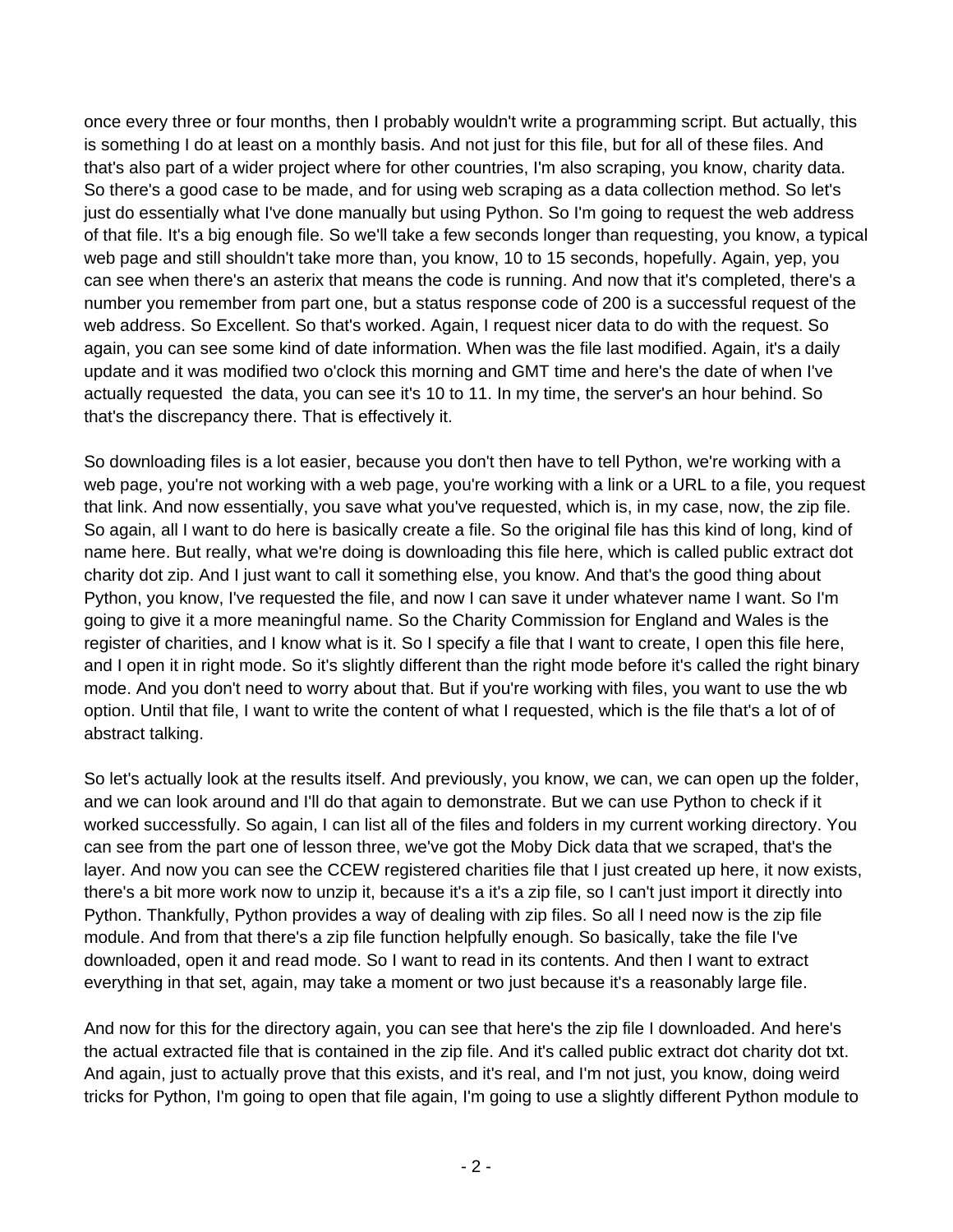once every three or four months, then I probably wouldn't write a programming script. But actually, this is something I do at least on a monthly basis. And not just for this file, but for all of these files. And that's also part of a wider project where for other countries, I'm also scraping, you know, charity data. So there's a good case to be made, and for using web scraping as a data collection method. So let's just do essentially what I've done manually but using Python. So I'm going to request the web address of that file. It's a big enough file. So we'll take a few seconds longer than requesting, you know, a typical web page and still shouldn't take more than, you know, 10 to 15 seconds, hopefully. Again, yep, you can see when there's an asterix that means the code is running. And now that it's completed, there's a number you remember from part one, but a status response code of 200 is a successful request of the web address. So Excellent. So that's worked. Again, I request nicer data to do with the request. So again, you can see some kind of date information. When was the file last modified. Again, it's a daily update and it was modified two o'clock this morning and GMT time and here's the date of when I've actually requested  the data, you can see it's 10 to 11. In my time, the server's an hour behind. So that's the discrepancy there. That is effectively it.

So downloading files is a lot easier, because you don't then have to tell Python, we're working with a web page, you're not working with a web page, you're working with a link or a URL to a file, you request that link. And now essentially, you save what you've requested, which is, in my case, now, the zip file. So again, all I want to do here is basically create a file. So the original file has this kind of long, kind of name here. But really, what we're doing is downloading this file here, which is called public extract dot charity dot zip. And I just want to call it something else, you know. And that's the good thing about Python, you know, I've requested the file, and now I can save it under whatever name I want. So I'm going to give it a more meaningful name. So the Charity Commission for England and Wales is the register of charities, and I know what is it. So I specify a file that I want to create, I open this file here, and I open it in right mode. So it's slightly different than the right mode before it's called the right binary mode. And you don't need to worry about that. But if you're working with files, you want to use the wb option. Until that file, I want to write the content of what I requested, which is the file that's a lot of of abstract talking.

So let's actually look at the results itself. And previously, you know, we can, we can open up the folder, and we can look around and I'll do that again to demonstrate. But we can use Python to check if it worked successfully. So again, I can list all of the files and folders in my current working directory. You can see from the part one of lesson three, we've got the Moby Dick data that we scraped, that's the layer. And now you can see the CCEW registered charities file that I just created up here, it now exists, there's a bit more work now to unzip it, because it's a it's a zip file, so I can't just import it directly into Python. Thankfully, Python provides a way of dealing with zip files. So all I need now is the zip file module. And from that there's a zip file function helpfully enough. So basically, take the file I've downloaded, open it and read mode. So I want to read in its contents. And then I want to extract everything in that set, again, may take a moment or two just because it's a reasonably large file.

And now for this for the directory again, you can see that here's the zip file I downloaded. And here's the actual extracted file that is contained in the zip file. And it's called public extract dot charity dot txt. And again, just to actually prove that this exists, and it's real, and I'm not just, you know, doing weird tricks for Python, I'm going to open that file again, I'm going to use a slightly different Python module to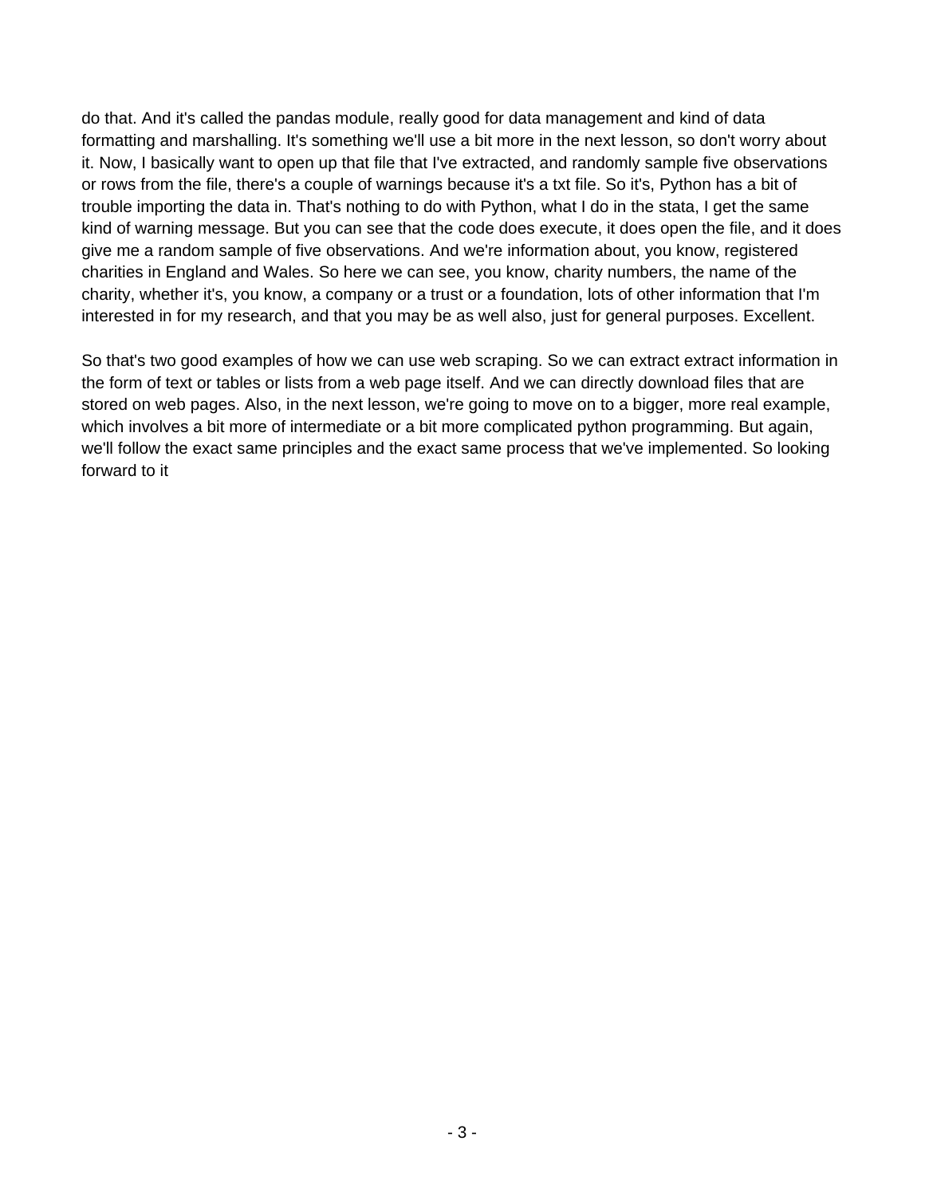do that. And it's called the pandas module, really good for data management and kind of data formatting and marshalling. It's something we'll use a bit more in the next lesson, so don't worry about it. Now, I basically want to open up that file that I've extracted, and randomly sample five observations or rows from the file, there's a couple of warnings because it's a txt file. So it's, Python has a bit of trouble importing the data in. That's nothing to do with Python, what I do in the stata, I get the same kind of warning message. But you can see that the code does execute, it does open the file, and it does give me a random sample of five observations. And we're information about, you know, registered charities in England and Wales. So here we can see, you know, charity numbers, the name of the charity, whether it's, you know, a company or a trust or a foundation, lots of other information that I'm interested in for my research, and that you may be as well also, just for general purposes. Excellent.

So that's two good examples of how we can use web scraping. So we can extract extract information in the form of text or tables or lists from a web page itself. And we can directly download files that are stored on web pages. Also, in the next lesson, we're going to move on to a bigger, more real example, which involves a bit more of intermediate or a bit more complicated python programming. But again, we'll follow the exact same principles and the exact same process that we've implemented. So looking forward to it